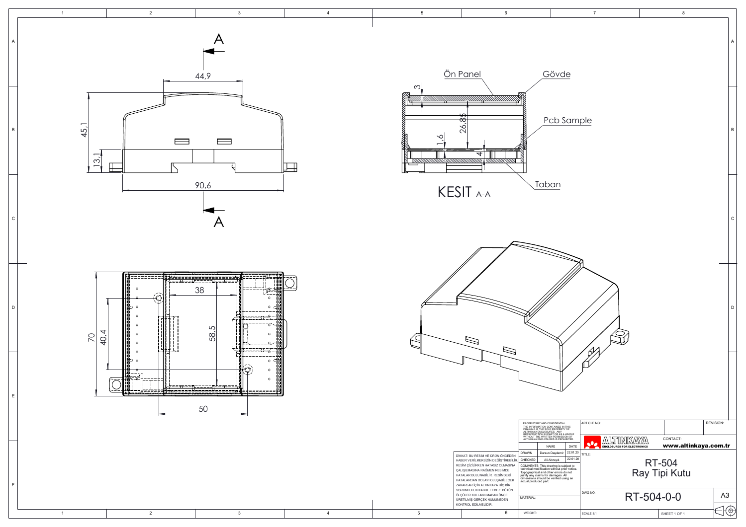A

44,9

45,1

13,1

90,6

A

Ön Panel

Gövde

3

26,85

1,6

4

Pcb Sample

Taban

KESIT A-A

38

70

40,4

58,5

50

PROPRIETARY AND CONFIDENTIAL
THE INFORMATION CONTAINED IN THIS DRAWING IS THE SOLE PROPERTY OF ALTINKAYA ENCLOSURES. ANY REPRODUCTION IN PART OR AS A WHOLE WITHOUT THE WRITTEN PERMISSION OF ALTINKAYA ENCLOSURES IS PROHIBITED.

DİKKAT: BU RESİM VE ÜRÜN ÖNCEDEN HABER VERİLMEKSİZİN DEĞİŞTİRİLEBİLİR. RESİM ÇİZİLİRKEN HATASIZ OLMASINA ÇALIŞILMASINA RAĞMEN RESİMDE HATALAR BULUNABİLİR. RESİMDEKİ HATALARDAN DOLAYI OLUŞABİLECEK ZARARLAR İÇİN ALTINKAYA HİÇ BİR SORUMLULUK KABUL ETMEZ. BÜTÜN ÖLÇÜLER KULLANILMADAN ÖNCE ÜRETİLMİŞ GERÇEK NUMUNEDEN KONTROL EDİLMELİDİR.

| | NAME | DATE |
|---|---|---|
| DRAWN | Dursun Daşdemir | 22.01.20 |
| CHECKED | Ali Altınışık | 22.01.20 |

COMMENTS: This drawing is subject to technical modification without prior notice. Typographical and other errors do not justify any claims for damages. All dimensions should be verified using an actual produced part.

MATERIAL:

WEIGHT:

ARTICLE NO:

REVISION:

ALTINKAYA ENCLOSURES FOR ELECTRONICS

CONTACT: **www.altinkaya.com.tr**

TITLE:

RT-504
Ray Tipi Kutu

DWG NO. RT-504-0-0

A3

SCALE:1:1

SHEET 1 OF 1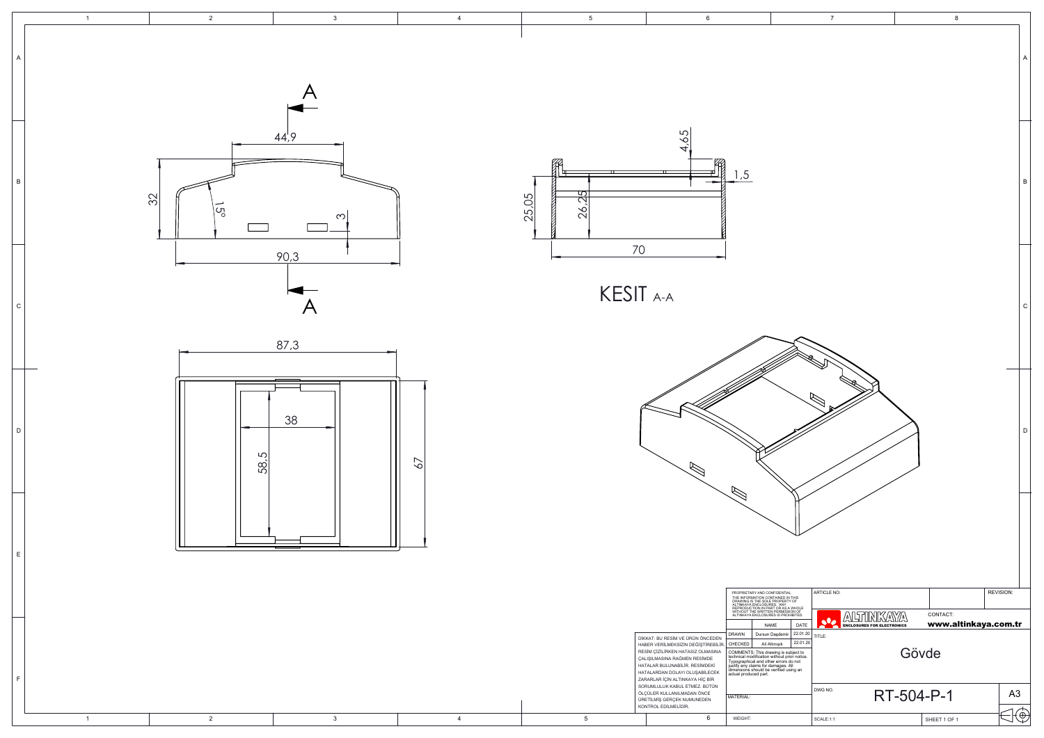A

44,9

32

15°

3

90,3

A

4,65

1,5

25,05

26,25

70

KESIT A-A

87,3

38

58,5

67

DİKKAT: BU RESİM VE ÜRÜN ÖNCEDEN HABER VERİLMEKSİZİN DEĞİŞTİREBİLİR. RESİM ÇİZİLİRKEN HATASIZ OLMASINA ÇALIŞILMASINA RAĞMEN RESİMDE HATALAR BULUNABİLİR. RESİMDEKİ HATALARDAN DOLAYI OLUŞABİLECEK ZARARLAR İÇİN ALTINKAYA HİÇ BİR SORUMLULUK KABUL ETMEZ. BÜTÜN ÖLÇÜLER KULLANILMADAN ÖNCE ÜRETİLMİŞ GERÇEK NUMUNEDEN KONTROL EDİLMELİDİR.

PROPRIETARY AND CONFIDENTIAL
THE INFORMATION CONTAINED IN THIS DRAWING IS THE SOLE PROPERTY OF ALTINKAYA ENCLOSURES. ANY REPRODUCTION IN PART OR AS A WHOLE WITHOUT THE WRITTEN PERMISSION OF ALTINKAYA ENCLOSURES IS PROHIBITED.

| | NAME | DATE |
|---|---|---|
| DRAWN | Dursun Daşdemir | 22.01.20 |
| CHECKED | Ali Altınışık | 22.01.20 |

COMMENTS: This drawing is subject to technical modification without prior notice. Typographical and other errors do not justify any claims for damages. All dimensions should be verified using an actual produced part.

MATERIAL:

WEIGHT:

ARTICLE NO:

REVISION:

ALTINKAYA ENCLOSURES FOR ELECTRONICS

CONTACT: www.altinkaya.com.tr

TITLE: Gövde

DWG NO. RT-504-P-1

A3

SCALE:1:1

SHEET 1 OF 1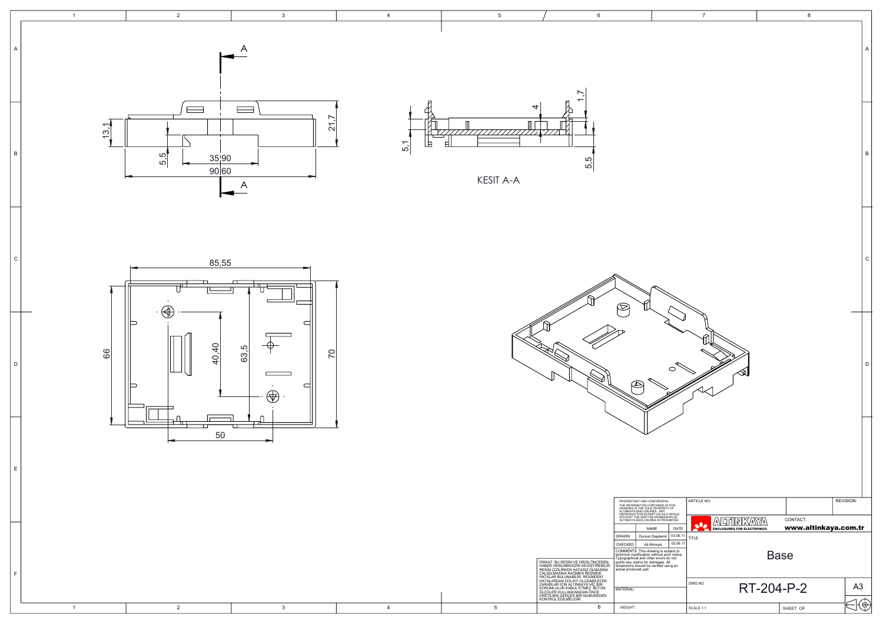A

13,1

5,5

35,90

90,60

21,7

A

4

1,7

5,1

5,5

KESIT A-A

85,55

66

40,40

63,5

70

50

PROPRIETARY AND CONFIDENTIAL
THE INFORMATION CONTAINED IN THIS DRAWING IS THE SOLE PROPERTY OF ALTINKAYA ENCLOSURES. ANY REPRODUCTION IN PART OR AS A WHOLE WITHOUT THE WRITTEN PERMISSION OF ALTINKAYA ENCLOSURES IS PROHIBITED.

| | NAME | DATE |
|---|---|---|
| DRAWN | Dursun Daşdemir | 03.06.11 |
| CHECKED | Ali Altınışık | 03.06.11 |

COMMENTS: This drawing is subject to technical modification without prior notice. Typographical and other errors do not justify any claims for damages. All dimensions should be verified using an actual produced part.

DİKKAT: BU RESİM VE ÜRÜN ÖNCEDEN HABER VERİLMEKSİZİN DEĞİŞTİREBİLİR. RESİM ÇİZİLİRKEN HATASIZ OLMASINA ÇALIŞILMASINA RAĞMEN RESİMDE HATALAR BULUNABİLİR. RESİMDEKİ HATALARDAN DOLAYI OLUŞABİLECEK ZARARLAR İÇİN ALTINKAYA HİÇ BİR SORUMLULUK KABUL ETMEZ. BÜTÜN ÖLÇÜLER KULLANILMADAN ÖNCE ÜRETİLMİŞ GERÇEK BİR NUMUNEDEN KONTROL EDİLMELİDİR.

MATERIAL:

WEIGHT:

ARTICLE NO:

ALTINKAYA ENCLOSURES FOR ELECTRONICS

CONTACT: www.altinkaya.com.tr

REVISION:

TITLE: Base

DWG NO. RT-204-P-2

A3

SCALE:1:1

SHEET OF